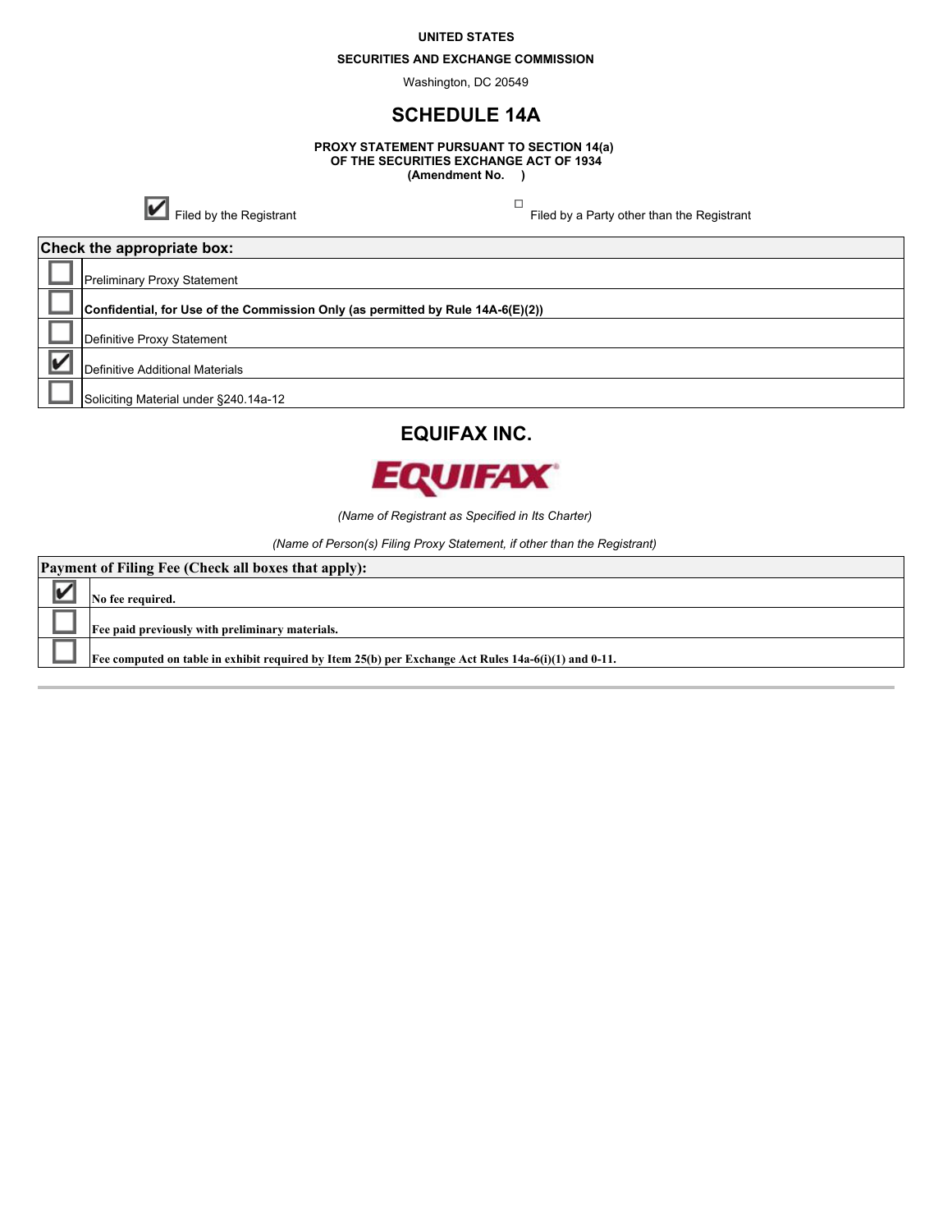UNITED STATES

SECURITIES AND EXCHANGE COMMISSION

Washington, DC 20549

# SCHEDULE 14A

**PROXY STATEMENT PURSUANT TO SECTION 14(a)**
**OF THE SECURITIES EXCHANGE ACT OF 1934**
**(Amendment No. )**

☑ Filed by the Registrant ☐ Filed by a Party other than the Registrant

| Check the appropriate box: | |
|---|---|
| ☐ | Preliminary Proxy Statement |
| ☐ | **Confidential, for Use of the Commission Only (as permitted by Rule 14A-6(E)(2))** |
| ☐ | Definitive Proxy Statement |
| ☑ | Definitive Additional Materials |
| ☐ | Soliciting Material under §240.14a-12 |

## EQUIFAX INC.

EQUIFAX

*(Name of Registrant as Specified in Its Charter)*

*(Name of Person(s) Filing Proxy Statement, if other than the Registrant)*

| Payment of Filing Fee (Check all boxes that apply): | |
|---|---|
| ☑ | **No fee required.** |
| ☐ | **Fee paid previously with preliminary materials.** |
| ☐ | **Fee computed on table in exhibit required by Item 25(b) per Exchange Act Rules 14a-6(i)(1) and 0-11.** |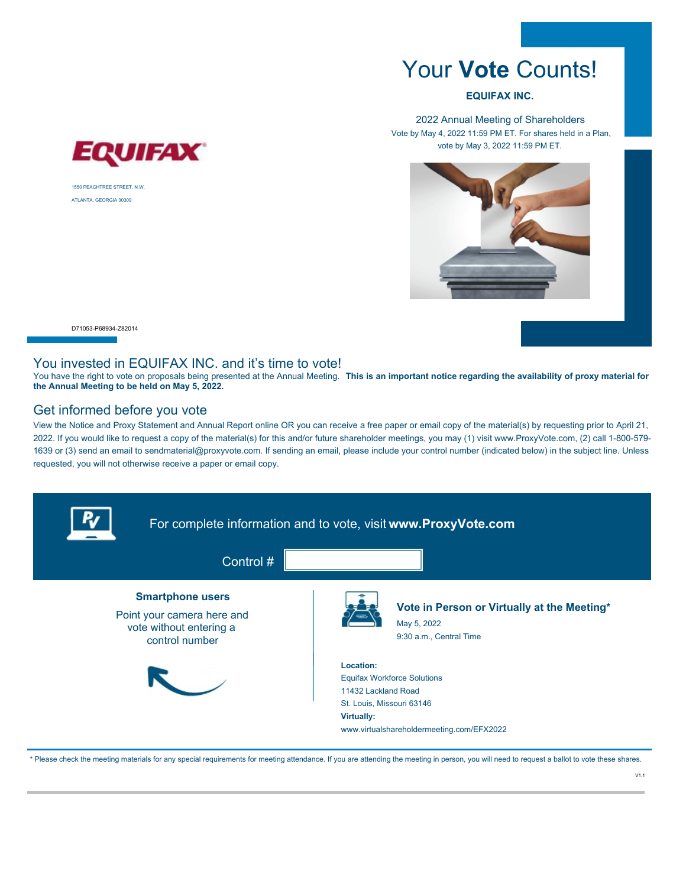# Your **Vote** Counts!

**EQUIFAX INC.**

2022 Annual Meeting of Shareholders

Vote by May 4, 2022 11:59 PM ET. For shares held in a Plan, vote by May 3, 2022 11:59 PM ET.

EQUIFAX

1550 PEACHTREE STREET, N.W.

ATLANTA, GEORGIA 30309

D71053-P68934-Z82014

## You invested in EQUIFAX INC. and it's time to vote!

You have the right to vote on proposals being presented at the Annual Meeting. **This is an important notice regarding the availability of proxy material for the Annual Meeting to be held on May 5, 2022.**

## Get informed before you vote

View the Notice and Proxy Statement and Annual Report online OR you can receive a free paper or email copy of the material(s) by requesting prior to April 21, 2022. If you would like to request a copy of the material(s) for this and/or future shareholder meetings, you may (1) visit www.ProxyVote.com, (2) call 1-800-579-1639 or (3) send an email to sendmaterial@proxyvote.com. If sending an email, please include your control number (indicated below) in the subject line. Unless requested, you will not otherwise receive a paper or email copy.

For complete information and to vote, visit **www.ProxyVote.com**

Control #

**Smartphone users**

Point your camera here and vote without entering a control number

**Vote in Person or Virtually at the Meeting***

May 5, 2022

9:30 a.m., Central Time

**Location:**

Equifax Workforce Solutions

11432 Lackland Road

St. Louis, Missouri 63146

**Virtually:**

www.virtualshareholdermeeting.com/EFX2022

* Please check the meeting materials for any special requirements for meeting attendance. If you are attending the meeting in person, you will need to request a ballot to vote these shares.

V1.1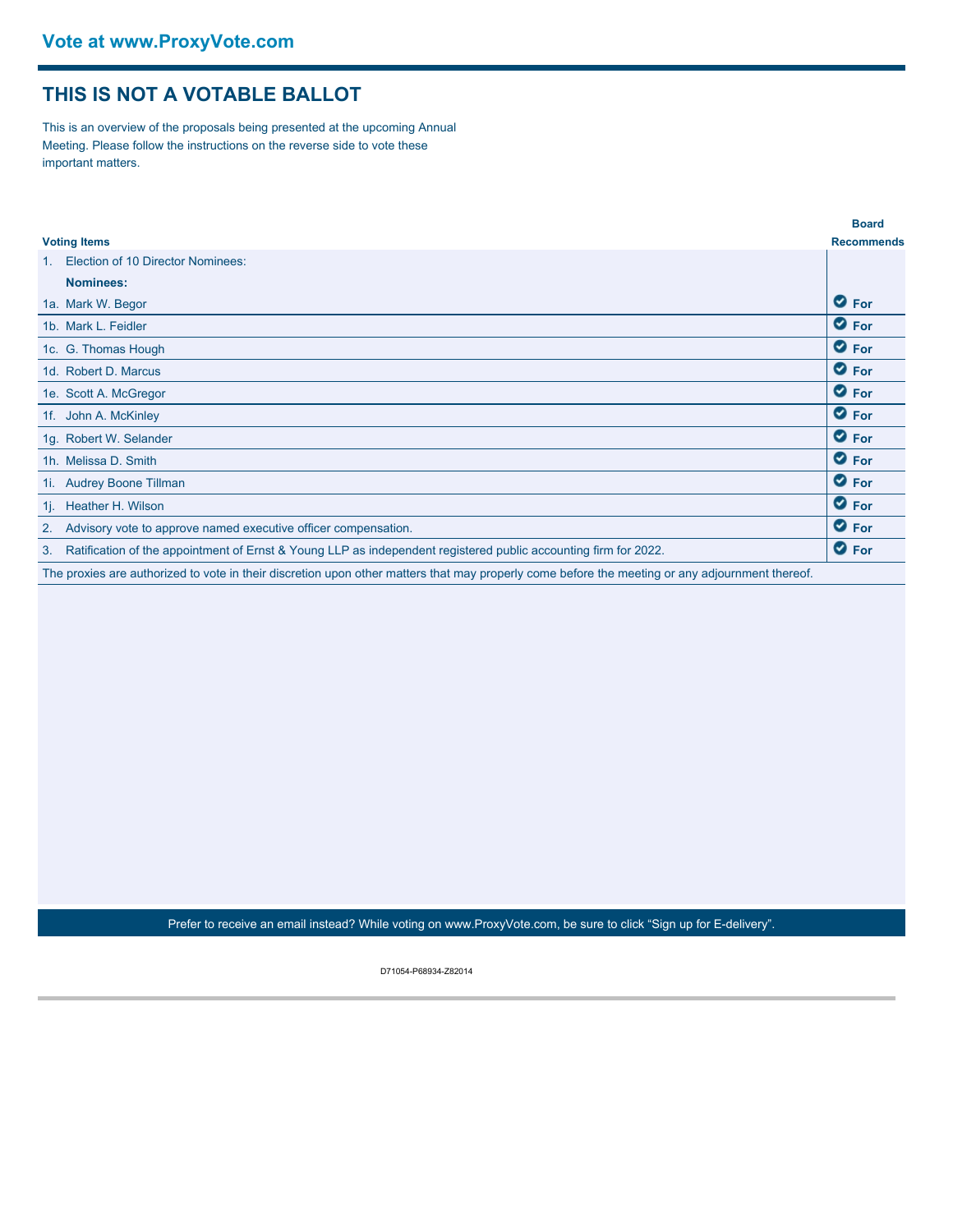Vote at www.ProxyVote.com

# THIS IS NOT A VOTABLE BALLOT

This is an overview of the proposals being presented at the upcoming Annual Meeting. Please follow the instructions on the reverse side to vote these important matters.

| Voting Items | Board Recommends |
|---|---|
| 1. Election of 10 Director Nominees: | |
| **Nominees:** | |
| 1a. Mark W. Begor | For |
| 1b. Mark L. Feidler | For |
| 1c. G. Thomas Hough | For |
| 1d. Robert D. Marcus | For |
| 1e. Scott A. McGregor | For |
| 1f. John A. McKinley | For |
| 1g. Robert W. Selander | For |
| 1h. Melissa D. Smith | For |
| 1i. Audrey Boone Tillman | For |
| 1j. Heather H. Wilson | For |
| 2. Advisory vote to approve named executive officer compensation. | For |
| 3. Ratification of the appointment of Ernst & Young LLP as independent registered public accounting firm for 2022. | For |

The proxies are authorized to vote in their discretion upon other matters that may properly come before the meeting or any adjournment thereof.

Prefer to receive an email instead? While voting on www.ProxyVote.com, be sure to click “Sign up for E-delivery”.

D71054-P68934-Z82014